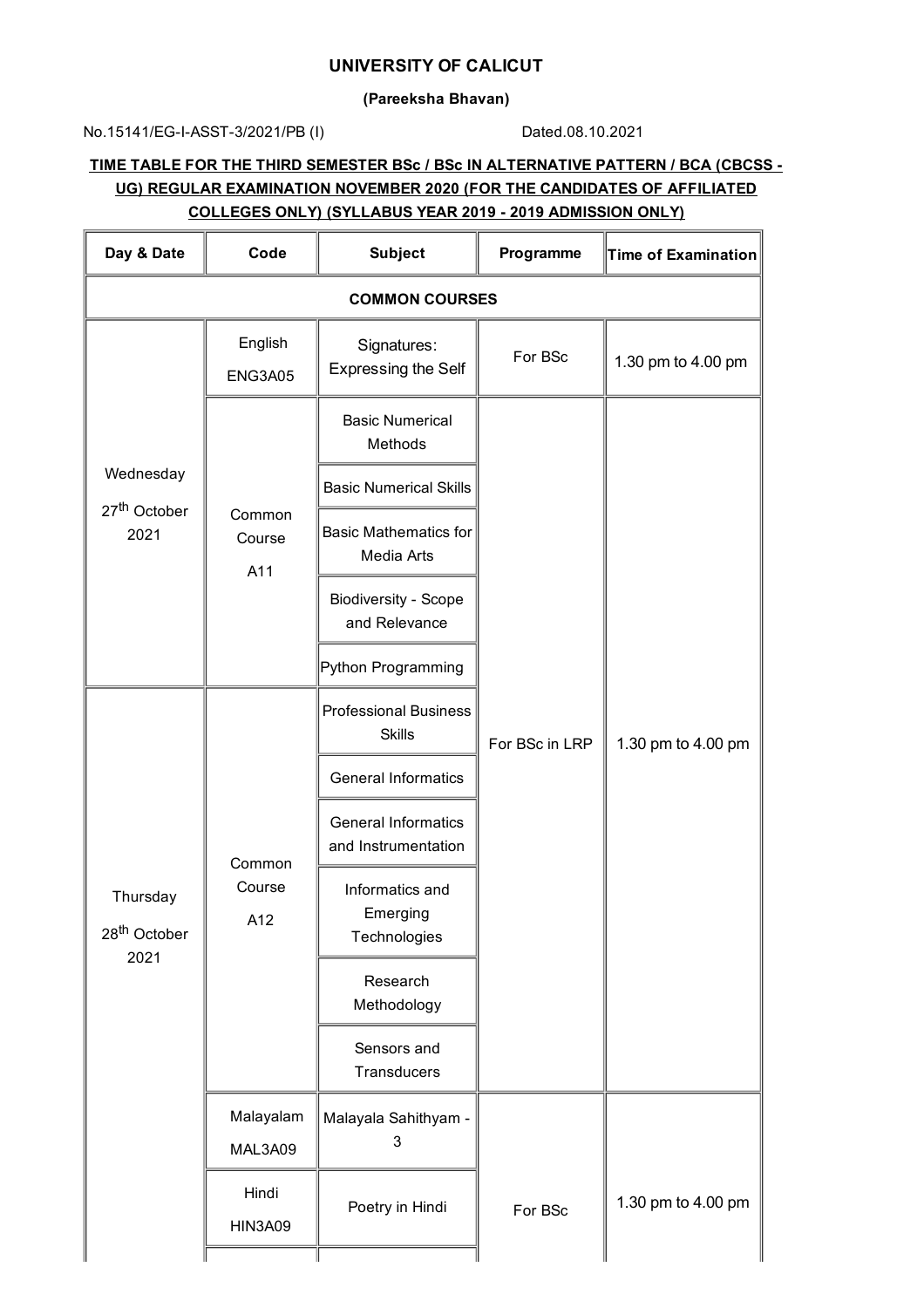# UNIVERSITY OF CALICUT

**(Pareeksha Bhavan)**

No.15141/EG-I-ASST-3/2021/PB (I) Dated.08.10.2021

**TIME TABLE FOR THE THIRD SEMESTER BSc / BSc IN ALTERNATIVE PATTERN / BCA (CBCSS - UG) REGULAR EXAMINATION NOVEMBER 2020 (FOR THE CANDIDATES OF AFFILIATED COLLEGES ONLY) (SYLLABUS YEAR 2019 - 2019 ADMISSION ONLY)**

| Day & Date | Code | Subject | Programme | Time of Examination |
|---|---|---|---|---|
| **COMMON COURSES** | | | | |
| Wednesday 27th October 2021 | English ENG3A05 | Signatures: Expressing the Self | For BSc | 1.30 pm to 4.00 pm |
| | Common Course A11 | Basic Numerical Methods | For BSc in LRP | 1.30 pm to 4.00 pm |
| | | Basic Numerical Skills | | |
| | | Basic Mathematics for Media Arts | | |
| | | Biodiversity - Scope and Relevance | | |
| | | Python Programming | | |
| Thursday 28th October 2021 | Common Course A12 | Professional Business Skills | | |
| | | General Informatics | | |
| | | General Informatics and Instrumentation | | |
| | | Informatics and Emerging Technologies | | |
| | | Research Methodology | | |
| | | Sensors and Transducers | | |
| | Malayalam MAL3A09 | Malayala Sahithyam - 3 | For BSc | 1.30 pm to 4.00 pm |
| | Hindi HIN3A09 | Poetry in Hindi | | |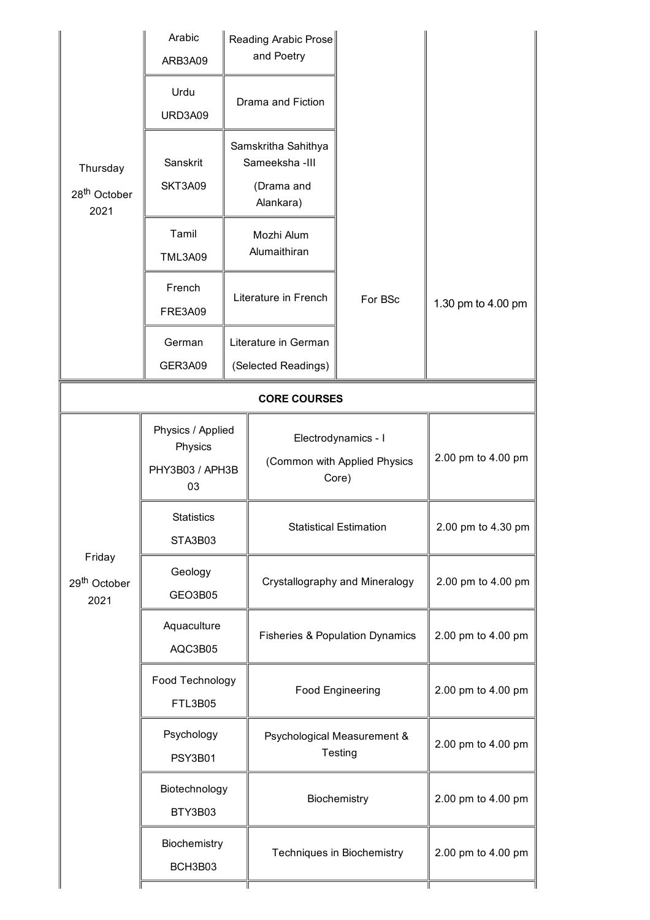| | | | | |
|---|---|---|---|---|
| Thursday 28th October 2021 | Arabic ARB3A09 | Reading Arabic Prose and Poetry | For BSc | 1.30 pm to 4.00 pm |
| | Urdu URD3A09 | Drama and Fiction | | |
| | Sanskrit SKT3A09 | Samskritha Sahithya Sameeksha -III (Drama and Alankara) | | |
| | Tamil TML3A09 | Mozhi Alum Alumaithiran | | |
| | French FRE3A09 | Literature in French | | |
| | German GER3A09 | Literature in German (Selected Readings) | | |

| **CORE COURSES** | | | |
|---|---|---|---|
| Friday 29th October 2021 | Physics / Applied Physics PHY3B03 / APH3B 03 | Electrodynamics - I (Common with Applied Physics Core) | 2.00 pm to 4.00 pm |
| | Statistics STA3B03 | Statistical Estimation | 2.00 pm to 4.30 pm |
| | Geology GEO3B05 | Crystallography and Mineralogy | 2.00 pm to 4.00 pm |
| | Aquaculture AQC3B05 | Fisheries & Population Dynamics | 2.00 pm to 4.00 pm |
| | Food Technology FTL3B05 | Food Engineering | 2.00 pm to 4.00 pm |
| | Psychology PSY3B01 | Psychological Measurement & Testing | 2.00 pm to 4.00 pm |
| | Biotechnology BTY3B03 | Biochemistry | 2.00 pm to 4.00 pm |
| | Biochemistry BCH3B03 | Techniques in Biochemistry | 2.00 pm to 4.00 pm |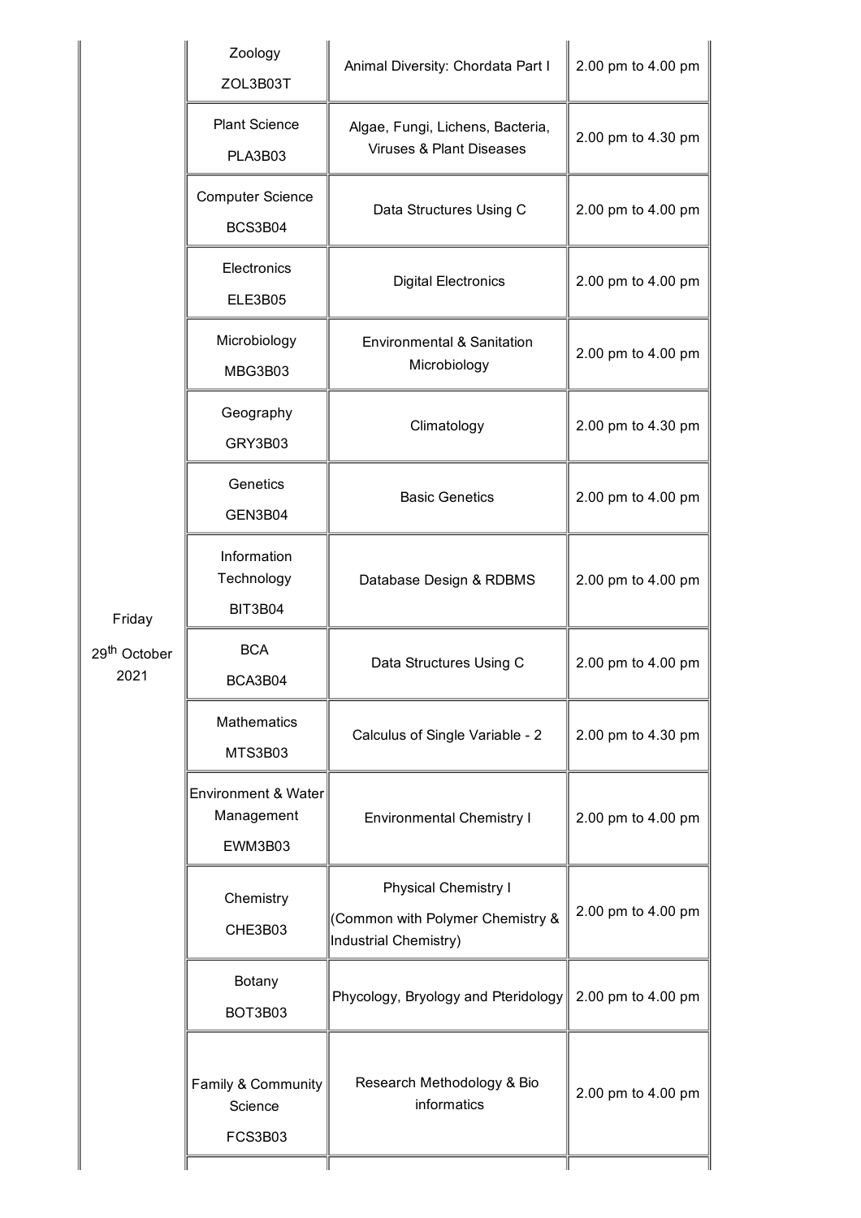| | | | |
|---|---|---|---|
| Friday 29th October 2021 | Zoology ZOL3B03T | Animal Diversity: Chordata Part I | 2.00 pm to 4.00 pm |
| | Plant Science PLA3B03 | Algae, Fungi, Lichens, Bacteria, Viruses & Plant Diseases | 2.00 pm to 4.30 pm |
| | Computer Science BCS3B04 | Data Structures Using C | 2.00 pm to 4.00 pm |
| | Electronics ELE3B05 | Digital Electronics | 2.00 pm to 4.00 pm |
| | Microbiology MBG3B03 | Environmental & Sanitation Microbiology | 2.00 pm to 4.00 pm |
| | Geography GRY3B03 | Climatology | 2.00 pm to 4.30 pm |
| | Genetics GEN3B04 | Basic Genetics | 2.00 pm to 4.00 pm |
| | Information Technology BIT3B04 | Database Design & RDBMS | 2.00 pm to 4.00 pm |
| | BCA BCA3B04 | Data Structures Using C | 2.00 pm to 4.00 pm |
| | Mathematics MTS3B03 | Calculus of Single Variable - 2 | 2.00 pm to 4.30 pm |
| | Environment & Water Management EWM3B03 | Environmental Chemistry I | 2.00 pm to 4.00 pm |
| | Chemistry CHE3B03 | Physical Chemistry I (Common with Polymer Chemistry & Industrial Chemistry) | 2.00 pm to 4.00 pm |
| | Botany BOT3B03 | Phycology, Bryology and Pteridology | 2.00 pm to 4.00 pm |
| | Family & Community Science FCS3B03 | Research Methodology & Bio informatics | 2.00 pm to 4.00 pm |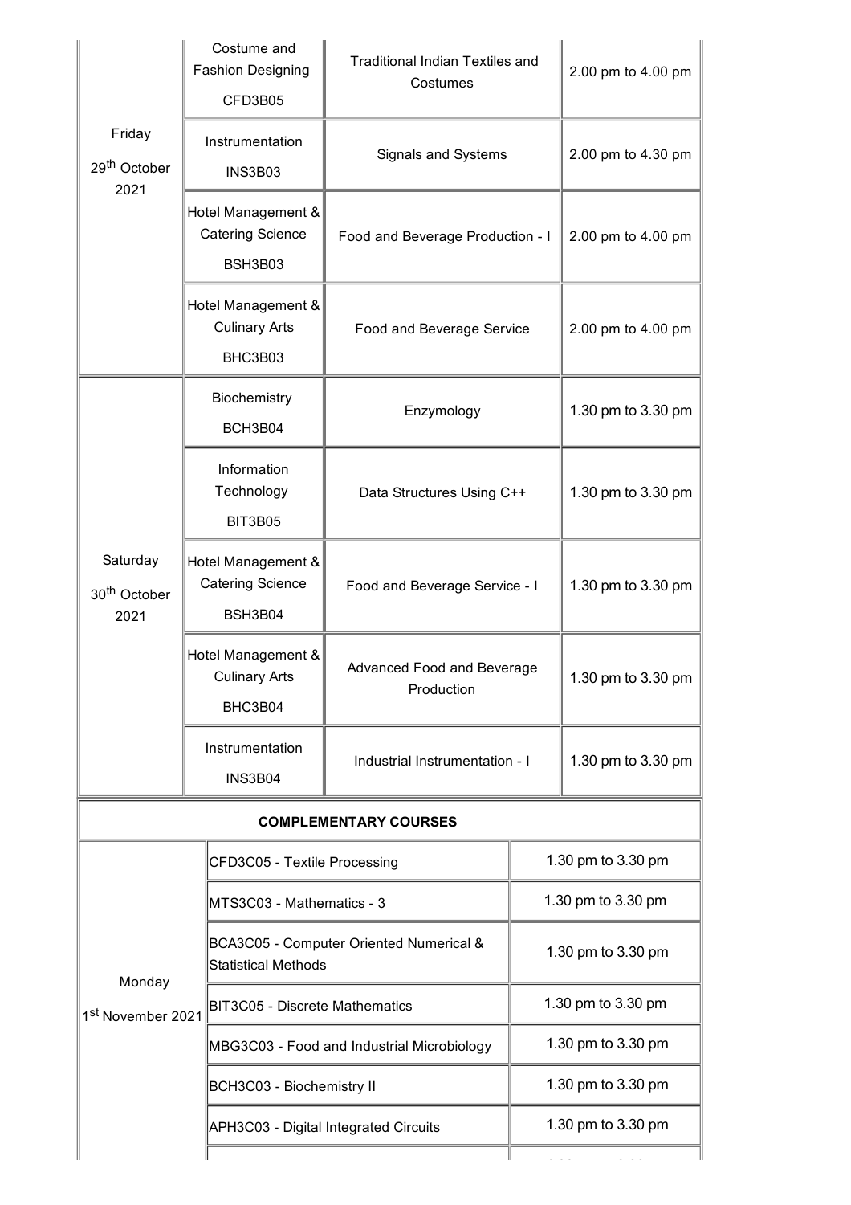| | | | |
|---|---|---|---|
| Friday 29th October 2021 | Costume and Fashion Designing CFD3B05 | Traditional Indian Textiles and Costumes | 2.00 pm to 4.00 pm |
| | Instrumentation INS3B03 | Signals and Systems | 2.00 pm to 4.30 pm |
| | Hotel Management & Catering Science BSH3B03 | Food and Beverage Production - I | 2.00 pm to 4.00 pm |
| | Hotel Management & Culinary Arts BHC3B03 | Food and Beverage Service | 2.00 pm to 4.00 pm |
| Saturday 30th October 2021 | Biochemistry BCH3B04 | Enzymology | 1.30 pm to 3.30 pm |
| | Information Technology BIT3B05 | Data Structures Using C++ | 1.30 pm to 3.30 pm |
| | Hotel Management & Catering Science BSH3B04 | Food and Beverage Service - I | 1.30 pm to 3.30 pm |
| | Hotel Management & Culinary Arts BHC3B04 | Advanced Food and Beverage Production | 1.30 pm to 3.30 pm |
| | Instrumentation INS3B04 | Industrial Instrumentation - I | 1.30 pm to 3.30 pm |

**COMPLEMENTARY COURSES**

| | | |
|---|---|---|
| Monday 1st November 2021 | CFD3C05 - Textile Processing | 1.30 pm to 3.30 pm |
| | MTS3C03 - Mathematics - 3 | 1.30 pm to 3.30 pm |
| | BCA3C05 - Computer Oriented Numerical & Statistical Methods | 1.30 pm to 3.30 pm |
| | BIT3C05 - Discrete Mathematics | 1.30 pm to 3.30 pm |
| | MBG3C03 - Food and Industrial Microbiology | 1.30 pm to 3.30 pm |
| | BCH3C03 - Biochemistry II | 1.30 pm to 3.30 pm |
| | APH3C03 - Digital Integrated Circuits | 1.30 pm to 3.30 pm |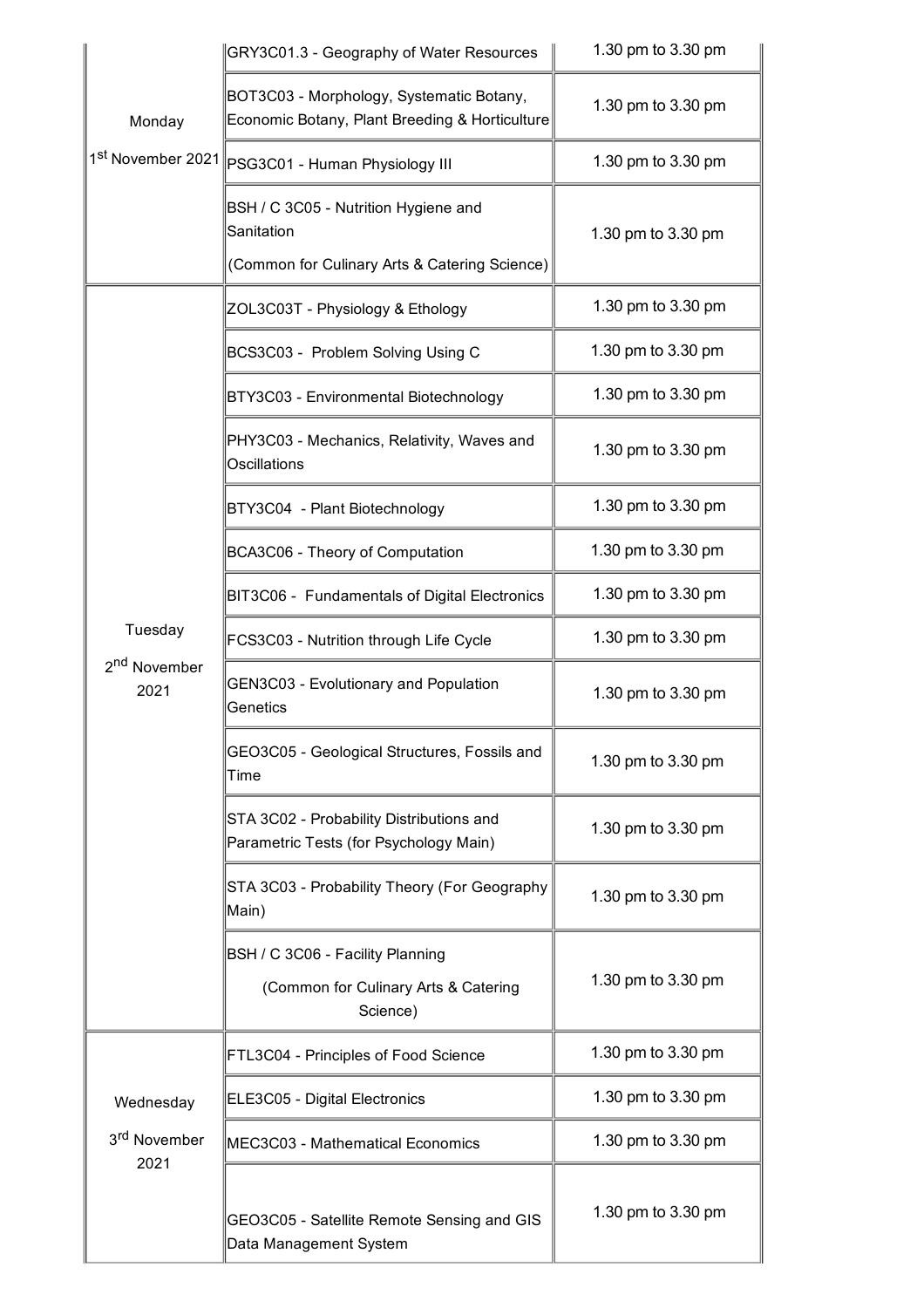| | | |
|---|---|---|
| Monday<br>1st November 2021 | GRY3C01.3 - Geography of Water Resources | 1.30 pm to 3.30 pm |
| | BOT3C03 - Morphology, Systematic Botany, Economic Botany, Plant Breeding & Horticulture | 1.30 pm to 3.30 pm |
| | PSG3C01 - Human Physiology III | 1.30 pm to 3.30 pm |
| | BSH / C 3C05 - Nutrition Hygiene and Sanitation<br>(Common for Culinary Arts & Catering Science) | 1.30 pm to 3.30 pm |
| Tuesday<br>2nd November 2021 | ZOL3C03T - Physiology & Ethology | 1.30 pm to 3.30 pm |
| | BCS3C03 - Problem Solving Using C | 1.30 pm to 3.30 pm |
| | BTY3C03 - Environmental Biotechnology | 1.30 pm to 3.30 pm |
| | PHY3C03 - Mechanics, Relativity, Waves and Oscillations | 1.30 pm to 3.30 pm |
| | BTY3C04 - Plant Biotechnology | 1.30 pm to 3.30 pm |
| | BCA3C06 - Theory of Computation | 1.30 pm to 3.30 pm |
| | BIT3C06 - Fundamentals of Digital Electronics | 1.30 pm to 3.30 pm |
| | FCS3C03 - Nutrition through Life Cycle | 1.30 pm to 3.30 pm |
| | GEN3C03 - Evolutionary and Population Genetics | 1.30 pm to 3.30 pm |
| | GEO3C05 - Geological Structures, Fossils and Time | 1.30 pm to 3.30 pm |
| | STA 3C02 - Probability Distributions and Parametric Tests (for Psychology Main) | 1.30 pm to 3.30 pm |
| | STA 3C03 - Probability Theory (For Geography Main) | 1.30 pm to 3.30 pm |
| | BSH / C 3C06 - Facility Planning<br>(Common for Culinary Arts & Catering Science) | 1.30 pm to 3.30 pm |
| Wednesday<br>3rd November 2021 | FTL3C04 - Principles of Food Science | 1.30 pm to 3.30 pm |
| | ELE3C05 - Digital Electronics | 1.30 pm to 3.30 pm |
| | MEC3C03 - Mathematical Economics | 1.30 pm to 3.30 pm |
| | GEO3C05 - Satellite Remote Sensing and GIS Data Management System | 1.30 pm to 3.30 pm |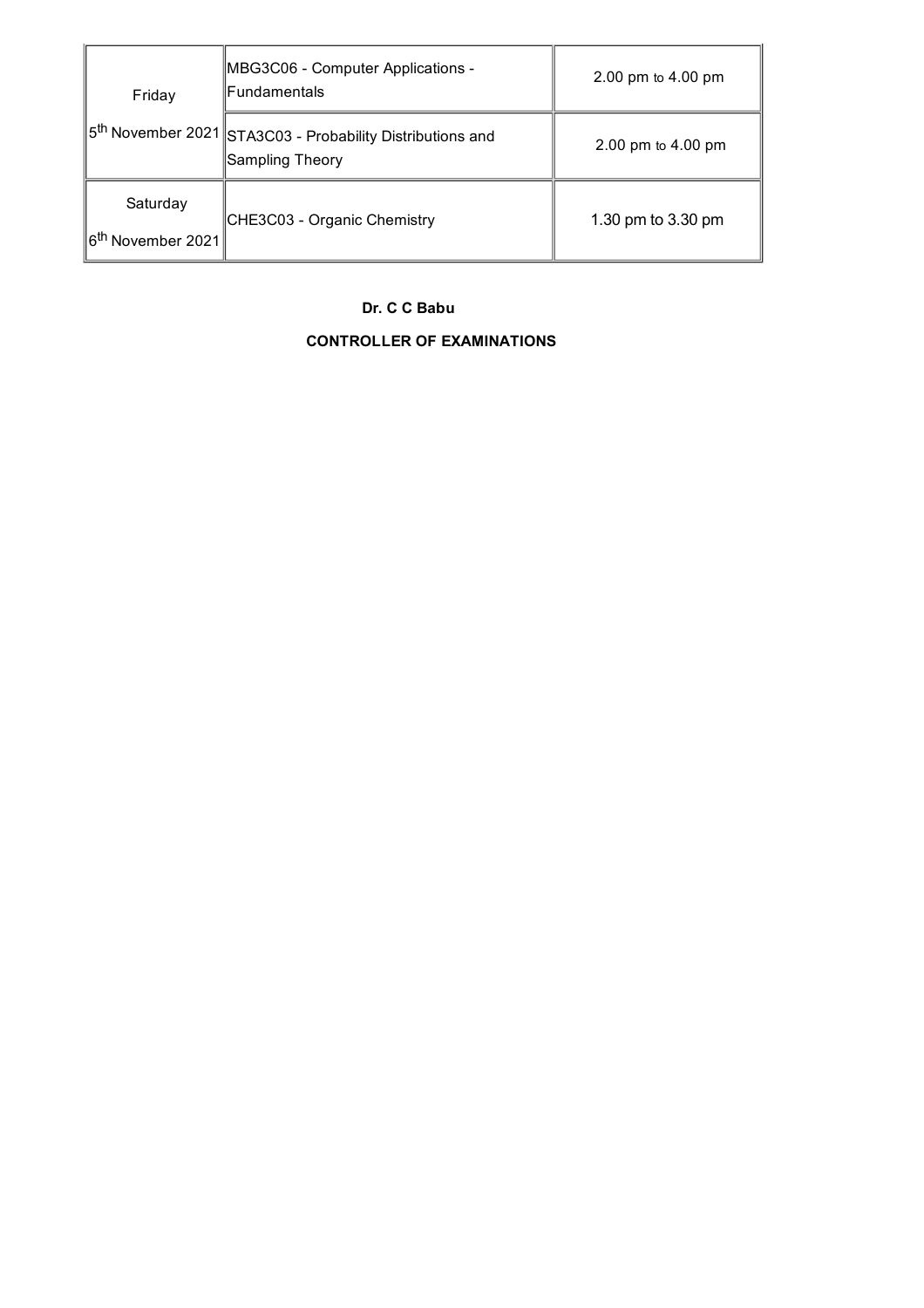| | | |
|---|---|---|
| Friday 5th November 2021 | MBG3C06 - Computer Applications - Fundamentals | 2.00 pm to 4.00 pm |
| | STA3C03 - Probability Distributions and Sampling Theory | 2.00 pm to 4.00 pm |
| Saturday 6th November 2021 | CHE3C03 - Organic Chemistry | 1.30 pm to 3.30 pm |

**Dr. C C Babu**

**CONTROLLER OF EXAMINATIONS**